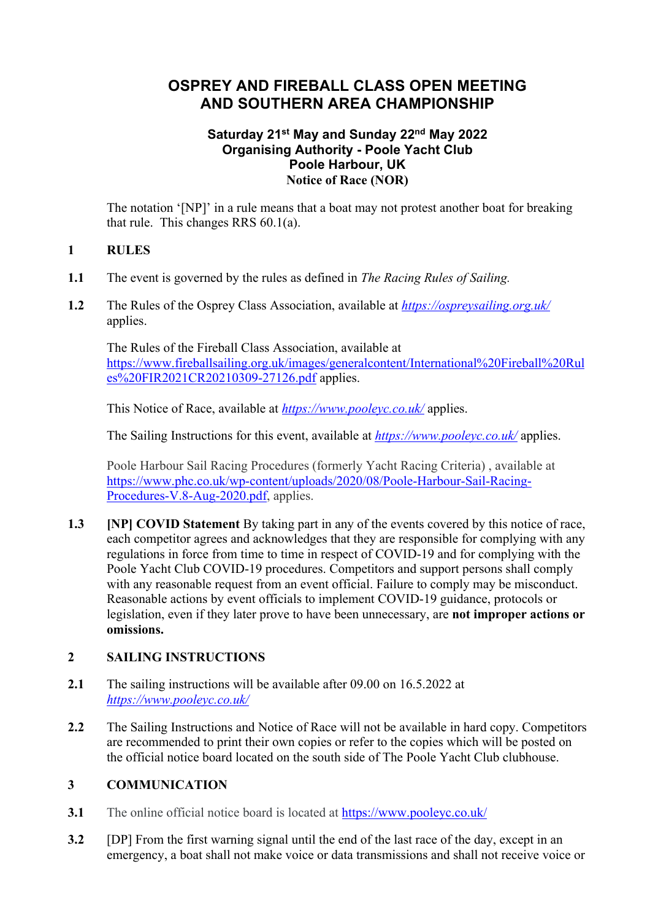# OSPREY AND FIREBALL CLASS OPEN MEETING AND SOUTHERN AREA CHAMPIONSHIP

**Saturday 21st May and Sunday 22nd May 2022**
**Organising Authority - Poole Yacht Club**
**Poole Harbour, UK**
**Notice of Race (NOR)**

The notation '[NP]' in a rule means that a boat may not protest another boat for breaking that rule. This changes RRS 60.1(a).

## 1 RULES

**1.1** The event is governed by the rules as defined in *The Racing Rules of Sailing.*

**1.2** The Rules of the Osprey Class Association, available at *https://ospreysailing.org.uk/* applies.

The Rules of the Fireball Class Association, available at https://www.fireballsailing.org.uk/images/generalcontent/International%20Fireball%20Rules%20FIR2021CR20210309-27126.pdf applies.

This Notice of Race, available at *https://www.pooleyc.co.uk/* applies.

The Sailing Instructions for this event, available at *https://www.pooleyc.co.uk/* applies.

Poole Harbour Sail Racing Procedures (formerly Yacht Racing Criteria) , available at https://www.phc.co.uk/wp-content/uploads/2020/08/Poole-Harbour-Sail-Racing-Procedures-V.8-Aug-2020.pdf, applies.

**1.3** **[NP] COVID Statement** By taking part in any of the events covered by this notice of race, each competitor agrees and acknowledges that they are responsible for complying with any regulations in force from time to time in respect of COVID-19 and for complying with the Poole Yacht Club COVID-19 procedures. Competitors and support persons shall comply with any reasonable request from an event official. Failure to comply may be misconduct. Reasonable actions by event officials to implement COVID-19 guidance, protocols or legislation, even if they later prove to have been unnecessary, are **not improper actions or omissions.**

## 2 SAILING INSTRUCTIONS

**2.1** The sailing instructions will be available after 09.00 on 16.5.2022 at *https://www.pooleyc.co.uk/*

**2.2** The Sailing Instructions and Notice of Race will not be available in hard copy. Competitors are recommended to print their own copies or refer to the copies which will be posted on the official notice board located on the south side of The Poole Yacht Club clubhouse.

## 3 COMMUNICATION

**3.1** The online official notice board is located at https://www.pooleyc.co.uk/

**3.2** [DP] From the first warning signal until the end of the last race of the day, except in an emergency, a boat shall not make voice or data transmissions and shall not receive voice or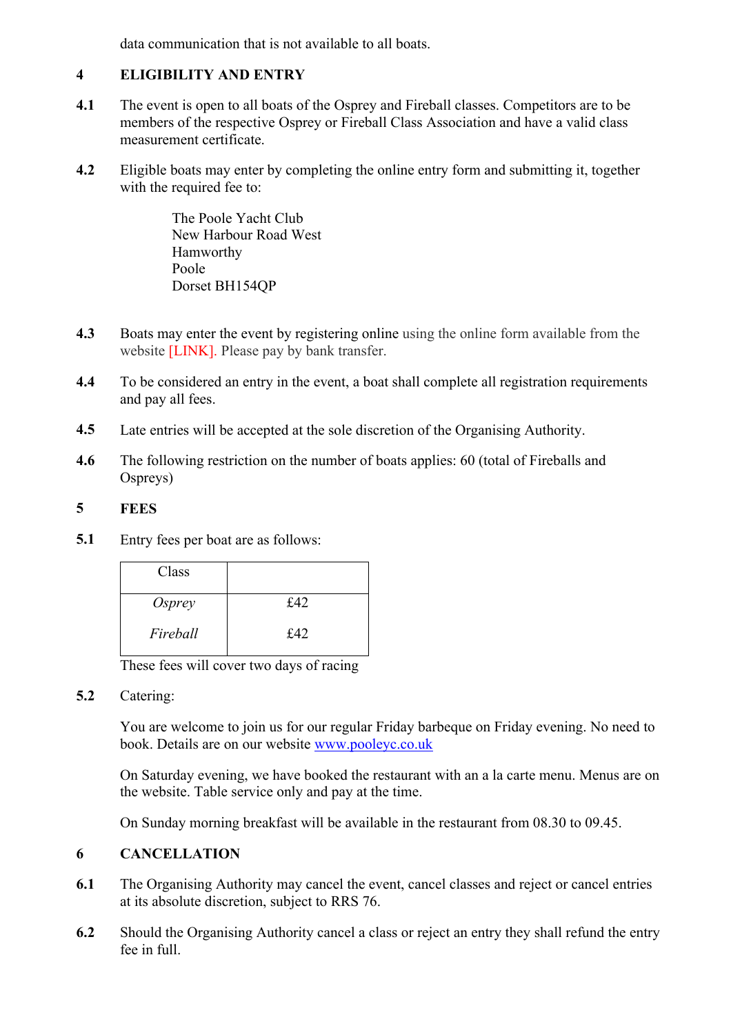data communication that is not available to all boats.

## 4 ELIGIBILITY AND ENTRY

**4.1** The event is open to all boats of the Osprey and Fireball classes. Competitors are to be members of the respective Osprey or Fireball Class Association and have a valid class measurement certificate.

**4.2** Eligible boats may enter by completing the online entry form and submitting it, together with the required fee to:

The Poole Yacht Club
New Harbour Road West
Hamworthy
Poole
Dorset BH154QP

**4.3** Boats may enter the event by registering online using the online form available from the website [LINK]. Please pay by bank transfer.

**4.4** To be considered an entry in the event, a boat shall complete all registration requirements and pay all fees.

**4.5** Late entries will be accepted at the sole discretion of the Organising Authority.

**4.6** The following restriction on the number of boats applies: 60 (total of Fireballs and Ospreys)

## 5 FEES

**5.1** Entry fees per boat are as follows:

| Class | |
|---|---|
| *Osprey* | £42 |
| *Fireball* | £42 |

These fees will cover two days of racing

**5.2** Catering:

You are welcome to join us for our regular Friday barbeque on Friday evening. No need to book. Details are on our website www.pooleyc.co.uk

On Saturday evening, we have booked the restaurant with an a la carte menu. Menus are on the website. Table service only and pay at the time.

On Sunday morning breakfast will be available in the restaurant from 08.30 to 09.45.

## 6 CANCELLATION

**6.1** The Organising Authority may cancel the event, cancel classes and reject or cancel entries at its absolute discretion, subject to RRS 76.

**6.2** Should the Organising Authority cancel a class or reject an entry they shall refund the entry fee in full.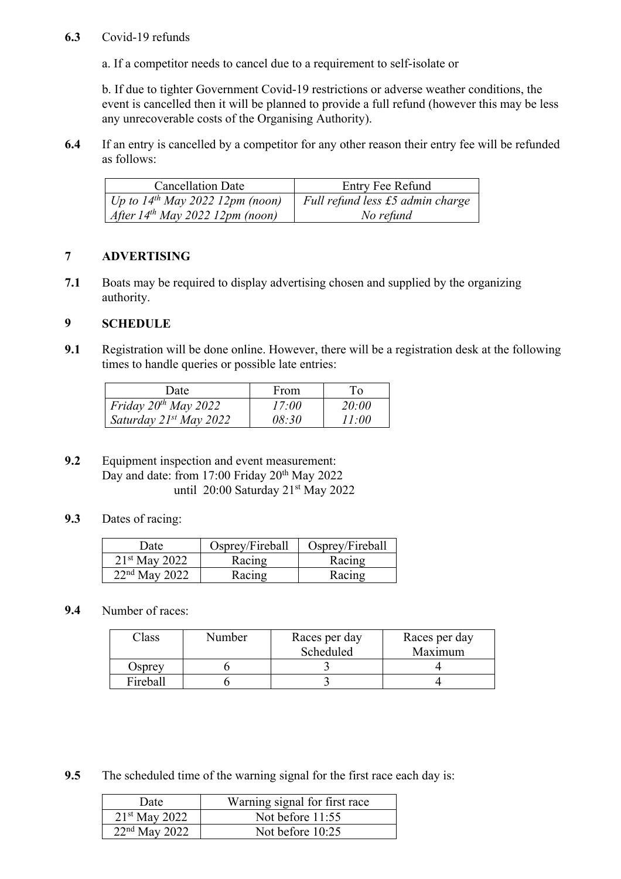**6.3** Covid-19 refunds

a. If a competitor needs to cancel due to a requirement to self-isolate or

b. If due to tighter Government Covid-19 restrictions or adverse weather conditions, the event is cancelled then it will be planned to provide a full refund (however this may be less any unrecoverable costs of the Organising Authority).

**6.4** If an entry is cancelled by a competitor for any other reason their entry fee will be refunded as follows:

| Cancellation Date | Entry Fee Refund |
|---|---|
| *Up to 14th May 2022 12pm (noon)* | *Full refund less £5 admin charge* |
| *After 14th May 2022 12pm (noon)* | *No refund* |

## 7 ADVERTISING

**7.1** Boats may be required to display advertising chosen and supplied by the organizing authority.

## 9 SCHEDULE

**9.1** Registration will be done online. However, there will be a registration desk at the following times to handle queries or possible late entries:

| Date | From | To |
|---|---|---|
| *Friday 20th May 2022* | *17:00* | *20:00* |
| *Saturday 21st May 2022* | *08:30* | *11:00* |

**9.2** Equipment inspection and event measurement:
Day and date: from 17:00 Friday 20th May 2022
until 20:00 Saturday 21st May 2022

**9.3** Dates of racing:

| Date | Osprey/Fireball | Osprey/Fireball |
|---|---|---|
| 21st May 2022 | Racing | Racing |
| 22nd May 2022 | Racing | Racing |

**9.4** Number of races:

| Class | Number | Races per day Scheduled | Races per day Maximum |
|---|---|---|---|
| Osprey | 6 | 3 | 4 |
| Fireball | 6 | 3 | 4 |

**9.5** The scheduled time of the warning signal for the first race each day is:

| Date | Warning signal for first race |
|---|---|
| 21st May 2022 | Not before 11:55 |
| 22nd May 2022 | Not before 10:25 |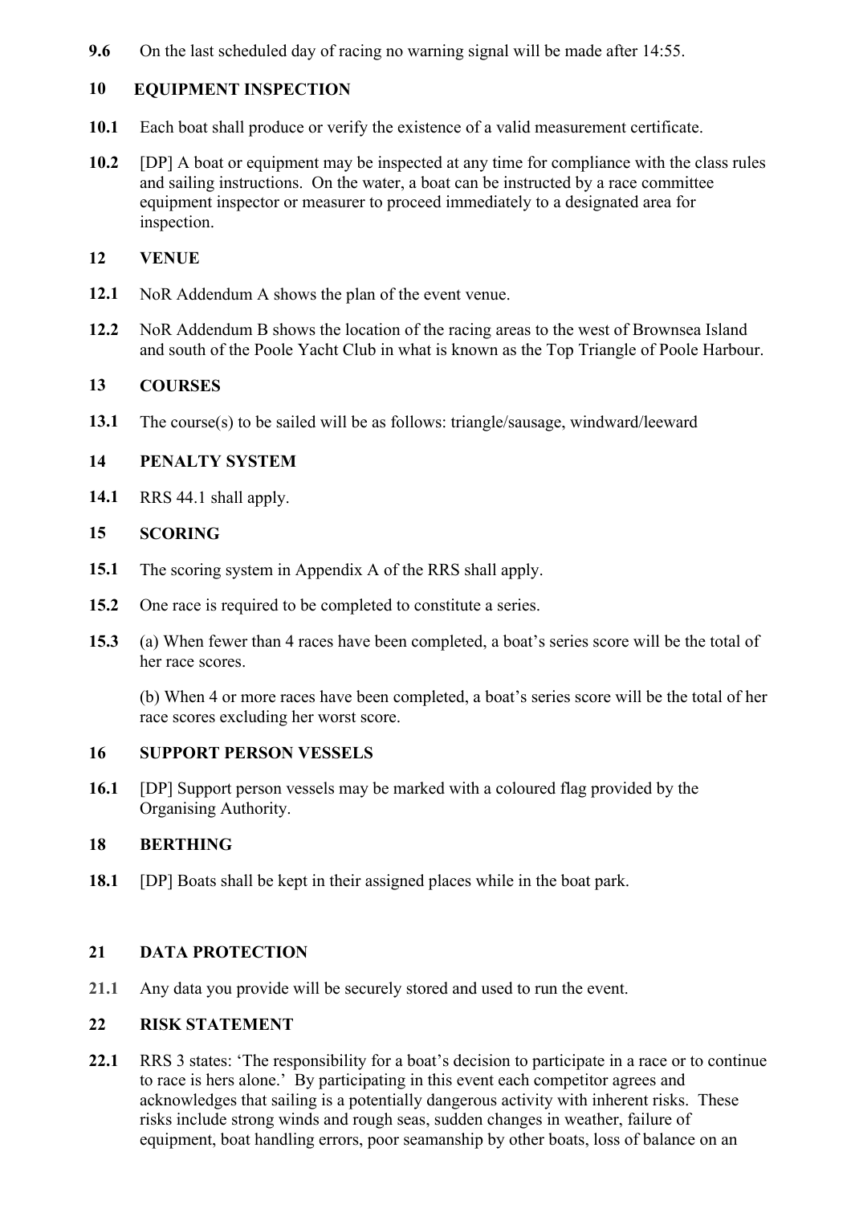**9.6** On the last scheduled day of racing no warning signal will be made after 14:55.

## 10 EQUIPMENT INSPECTION

**10.1** Each boat shall produce or verify the existence of a valid measurement certificate.

**10.2** [DP] A boat or equipment may be inspected at any time for compliance with the class rules and sailing instructions. On the water, a boat can be instructed by a race committee equipment inspector or measurer to proceed immediately to a designated area for inspection.

## 12 VENUE

**12.1** NoR Addendum A shows the plan of the event venue.

**12.2** NoR Addendum B shows the location of the racing areas to the west of Brownsea Island and south of the Poole Yacht Club in what is known as the Top Triangle of Poole Harbour.

## 13 COURSES

**13.1** The course(s) to be sailed will be as follows: triangle/sausage, windward/leeward

## 14 PENALTY SYSTEM

**14.1** RRS 44.1 shall apply.

## 15 SCORING

**15.1** The scoring system in Appendix A of the RRS shall apply.

**15.2** One race is required to be completed to constitute a series.

**15.3** (a) When fewer than 4 races have been completed, a boat's series score will be the total of her race scores.

(b) When 4 or more races have been completed, a boat's series score will be the total of her race scores excluding her worst score.

## 16 SUPPORT PERSON VESSELS

**16.1** [DP] Support person vessels may be marked with a coloured flag provided by the Organising Authority.

## 18 BERTHING

**18.1** [DP] Boats shall be kept in their assigned places while in the boat park.

## 21 DATA PROTECTION

**21.1** Any data you provide will be securely stored and used to run the event.

## 22 RISK STATEMENT

**22.1** RRS 3 states: 'The responsibility for a boat's decision to participate in a race or to continue to race is hers alone.' By participating in this event each competitor agrees and acknowledges that sailing is a potentially dangerous activity with inherent risks. These risks include strong winds and rough seas, sudden changes in weather, failure of equipment, boat handling errors, poor seamanship by other boats, loss of balance on an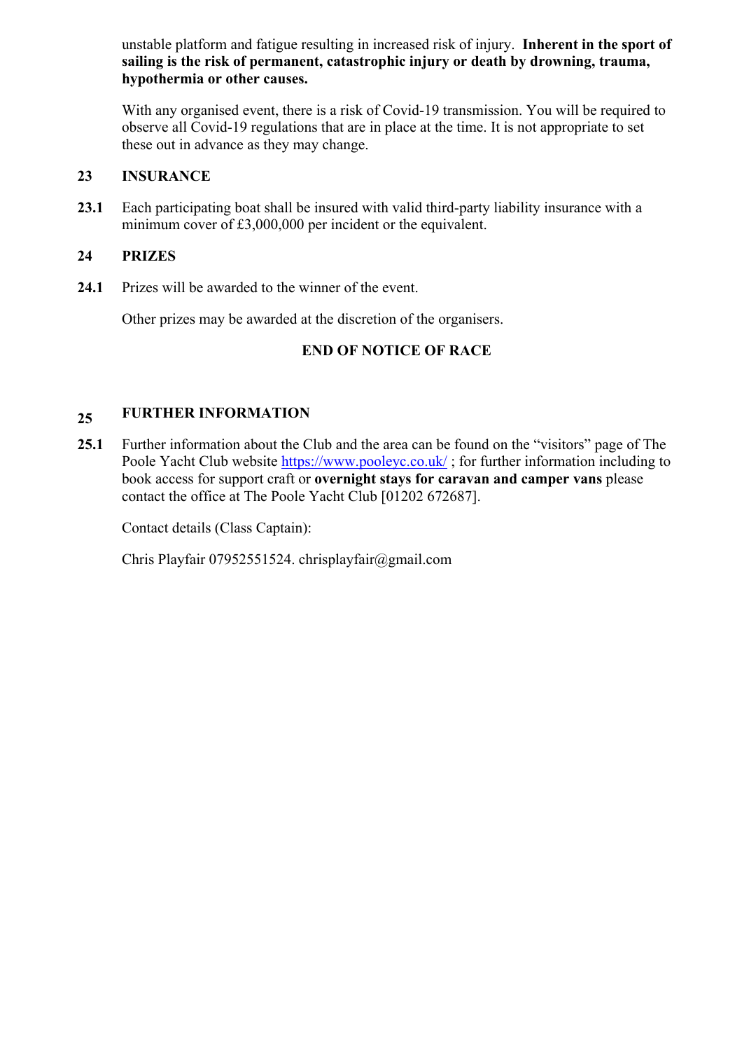unstable platform and fatigue resulting in increased risk of injury. **Inherent in the sport of sailing is the risk of permanent, catastrophic injury or death by drowning, trauma, hypothermia or other causes.**

With any organised event, there is a risk of Covid-19 transmission. You will be required to observe all Covid-19 regulations that are in place at the time. It is not appropriate to set these out in advance as they may change.

## 23 INSURANCE

**23.1** Each participating boat shall be insured with valid third-party liability insurance with a minimum cover of £3,000,000 per incident or the equivalent.

## 24 PRIZES

**24.1** Prizes will be awarded to the winner of the event.

Other prizes may be awarded at the discretion of the organisers.

**END OF NOTICE OF RACE**

## 25 FURTHER INFORMATION

**25.1** Further information about the Club and the area can be found on the "visitors" page of The Poole Yacht Club website https://www.pooleyc.co.uk/ ; for further information including to book access for support craft or **overnight stays for caravan and camper vans** please contact the office at The Poole Yacht Club [01202 672687].

Contact details (Class Captain):

Chris Playfair 07952551524. chrisplayfair@gmail.com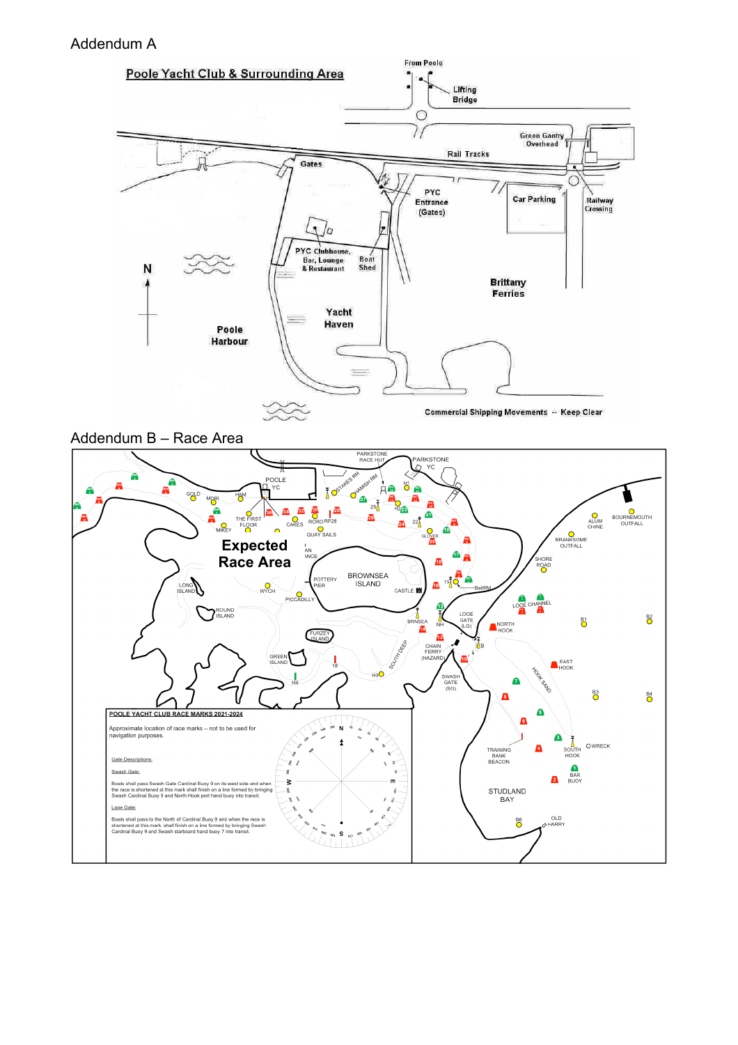# Addendum A

## Poole Yacht Club & Surrounding Area

From Poole

Lifting Bridge

Green Gantry Overhead

Rail Tracks

Gates

PYC Entrance (Gates)

Car Parking

Railway Crossing

N

PYC Clubhouse, Bar, Lounge & Restaurant

Boat Shed

Brittany Ferries

Yacht Haven

Poole Harbour

Commercial Shipping Movements -- Keep Clear

# Addendum B – Race Area

Expected Race Area

**POOLE YACHT CLUB RACE MARKS 2021-2024**

Approximate location of race marks – not to be used for navigation purposes.

Gate Descriptions:

Swash Gate:

Boats shall pass Swash Gate Cardinal Buoy 9 on its west side and when the race is shortened at this mark shall finish on a line formed by bringing Swash Cardinal Buoy 9 and North Hook port hand buoy into transit.

Looe Gate:

Boats shall pass to the North of Cardinal Buoy 9 and when the race is shortened at this mark, shall finish on a line formed by bringing Swash Cardinal Buoy 9 and Swash starboard hand buoy 7 into transit.